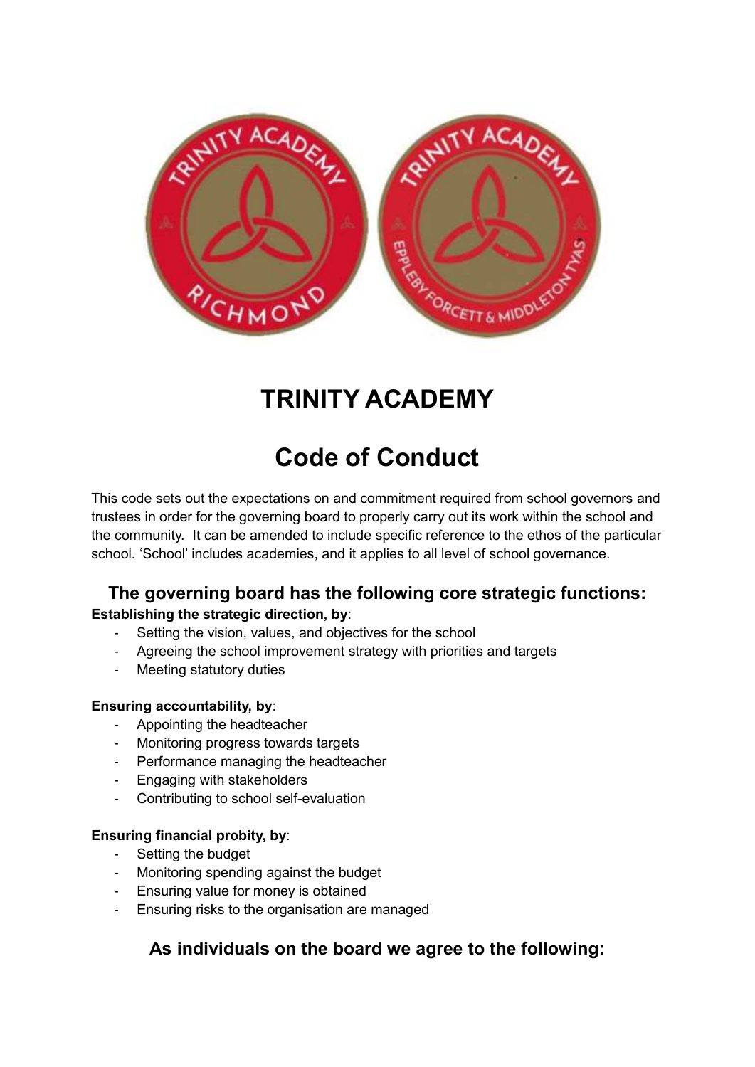# TRINITY ACADEMY

# Code of Conduct

This code sets out the expectations on and commitment required from school governors and trustees in order for the governing board to properly carry out its work within the school and the community. It can be amended to include specific reference to the ethos of the particular school. 'School' includes academies, and it applies to all level of school governance.

## The governing board has the following core strategic functions:

**Establishing the strategic direction, by**:

- Setting the vision, values, and objectives for the school
- Agreeing the school improvement strategy with priorities and targets
- Meeting statutory duties

**Ensuring accountability, by**:

- Appointing the headteacher
- Monitoring progress towards targets
- Performance managing the headteacher
- Engaging with stakeholders
- Contributing to school self-evaluation

**Ensuring financial probity, by**:

- Setting the budget
- Monitoring spending against the budget
- Ensuring value for money is obtained
- Ensuring risks to the organisation are managed

## As individuals on the board we agree to the following: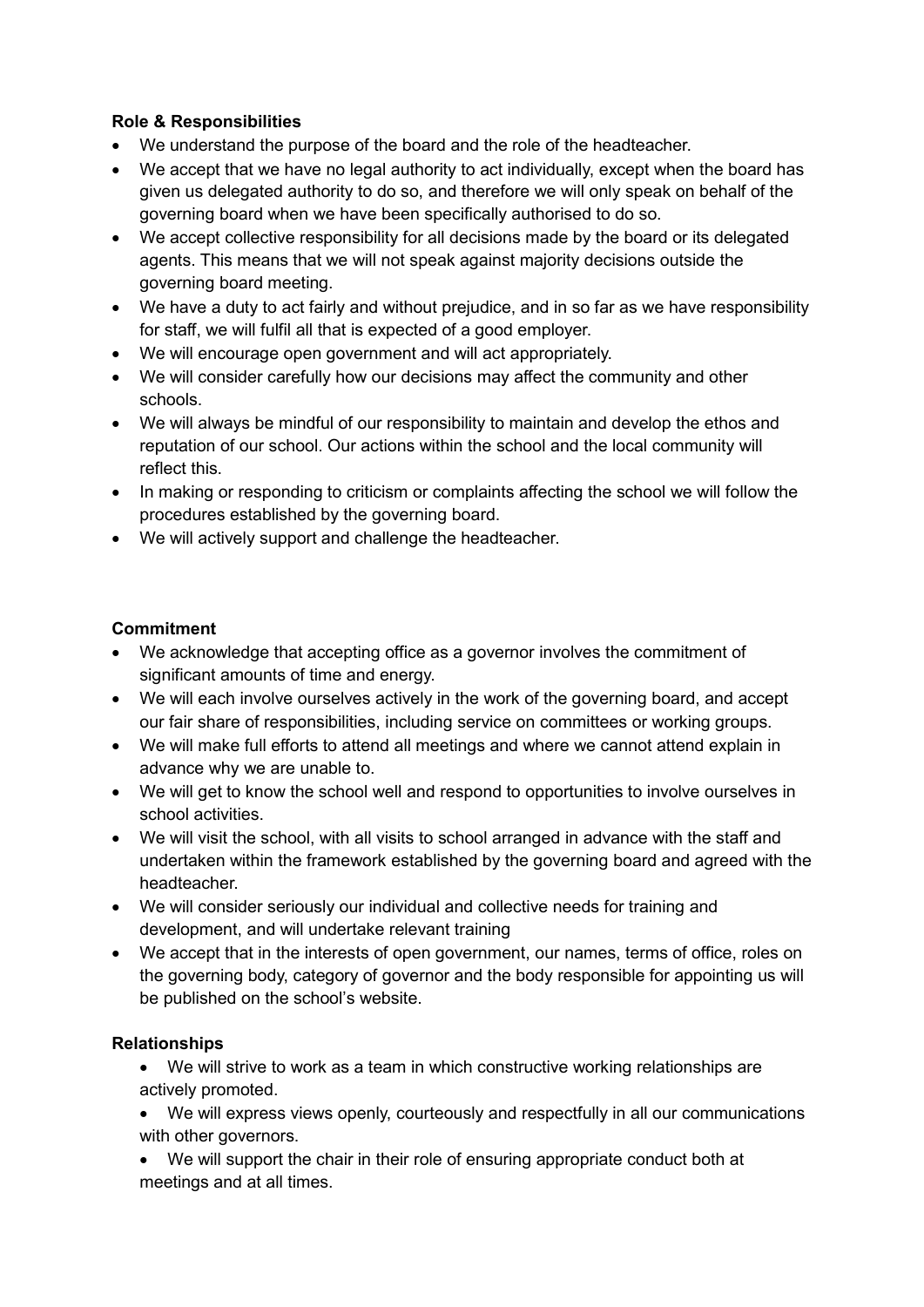**Role & Responsibilities**

- We understand the purpose of the board and the role of the headteacher.
- We accept that we have no legal authority to act individually, except when the board has given us delegated authority to do so, and therefore we will only speak on behalf of the governing board when we have been specifically authorised to do so.
- We accept collective responsibility for all decisions made by the board or its delegated agents. This means that we will not speak against majority decisions outside the governing board meeting.
- We have a duty to act fairly and without prejudice, and in so far as we have responsibility for staff, we will fulfil all that is expected of a good employer.
- We will encourage open government and will act appropriately.
- We will consider carefully how our decisions may affect the community and other schools.
- We will always be mindful of our responsibility to maintain and develop the ethos and reputation of our school. Our actions within the school and the local community will reflect this.
- In making or responding to criticism or complaints affecting the school we will follow the procedures established by the governing board.
- We will actively support and challenge the headteacher.

**Commitment**

- We acknowledge that accepting office as a governor involves the commitment of significant amounts of time and energy.
- We will each involve ourselves actively in the work of the governing board, and accept our fair share of responsibilities, including service on committees or working groups.
- We will make full efforts to attend all meetings and where we cannot attend explain in advance why we are unable to.
- We will get to know the school well and respond to opportunities to involve ourselves in school activities.
- We will visit the school, with all visits to school arranged in advance with the staff and undertaken within the framework established by the governing board and agreed with the headteacher.
- We will consider seriously our individual and collective needs for training and development, and will undertake relevant training
- We accept that in the interests of open government, our names, terms of office, roles on the governing body, category of governor and the body responsible for appointing us will be published on the school's website.

**Relationships**

- We will strive to work as a team in which constructive working relationships are actively promoted.
- We will express views openly, courteously and respectfully in all our communications with other governors.
- We will support the chair in their role of ensuring appropriate conduct both at meetings and at all times.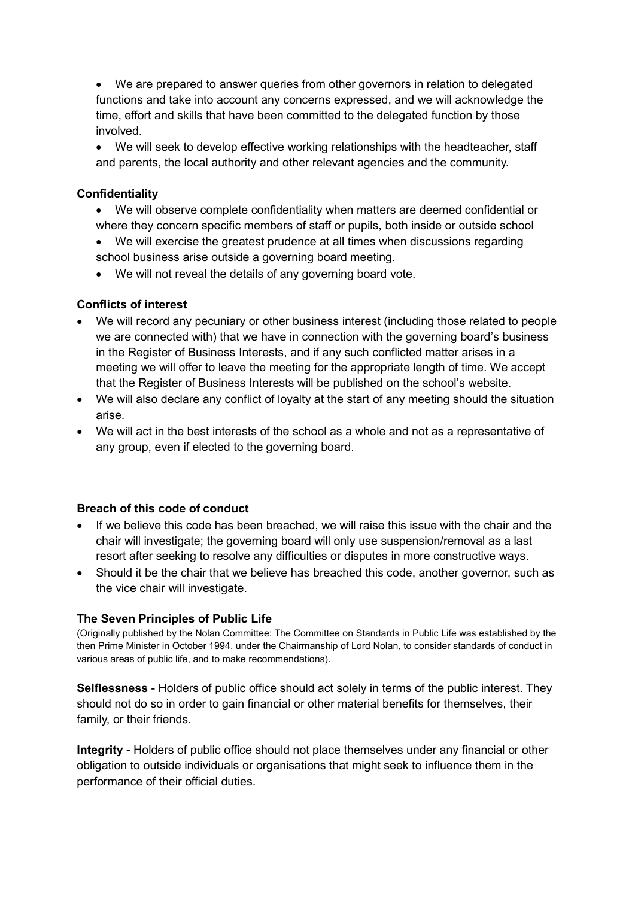- We are prepared to answer queries from other governors in relation to delegated functions and take into account any concerns expressed, and we will acknowledge the time, effort and skills that have been committed to the delegated function by those involved.
- We will seek to develop effective working relationships with the headteacher, staff and parents, the local authority and other relevant agencies and the community.

**Confidentiality**

- We will observe complete confidentiality when matters are deemed confidential or where they concern specific members of staff or pupils, both inside or outside school
- We will exercise the greatest prudence at all times when discussions regarding school business arise outside a governing board meeting.
- We will not reveal the details of any governing board vote.

**Conflicts of interest**

- We will record any pecuniary or other business interest (including those related to people we are connected with) that we have in connection with the governing board's business in the Register of Business Interests, and if any such conflicted matter arises in a meeting we will offer to leave the meeting for the appropriate length of time. We accept that the Register of Business Interests will be published on the school's website.
- We will also declare any conflict of loyalty at the start of any meeting should the situation arise.
- We will act in the best interests of the school as a whole and not as a representative of any group, even if elected to the governing board.

**Breach of this code of conduct**

- If we believe this code has been breached, we will raise this issue with the chair and the chair will investigate; the governing board will only use suspension/removal as a last resort after seeking to resolve any difficulties or disputes in more constructive ways.
- Should it be the chair that we believe has breached this code, another governor, such as the vice chair will investigate.

**The Seven Principles of Public Life**

(Originally published by the Nolan Committee: The Committee on Standards in Public Life was established by the then Prime Minister in October 1994, under the Chairmanship of Lord Nolan, to consider standards of conduct in various areas of public life, and to make recommendations).

**Selflessness** - Holders of public office should act solely in terms of the public interest. They should not do so in order to gain financial or other material benefits for themselves, their family, or their friends.

**Integrity** - Holders of public office should not place themselves under any financial or other obligation to outside individuals or organisations that might seek to influence them in the performance of their official duties.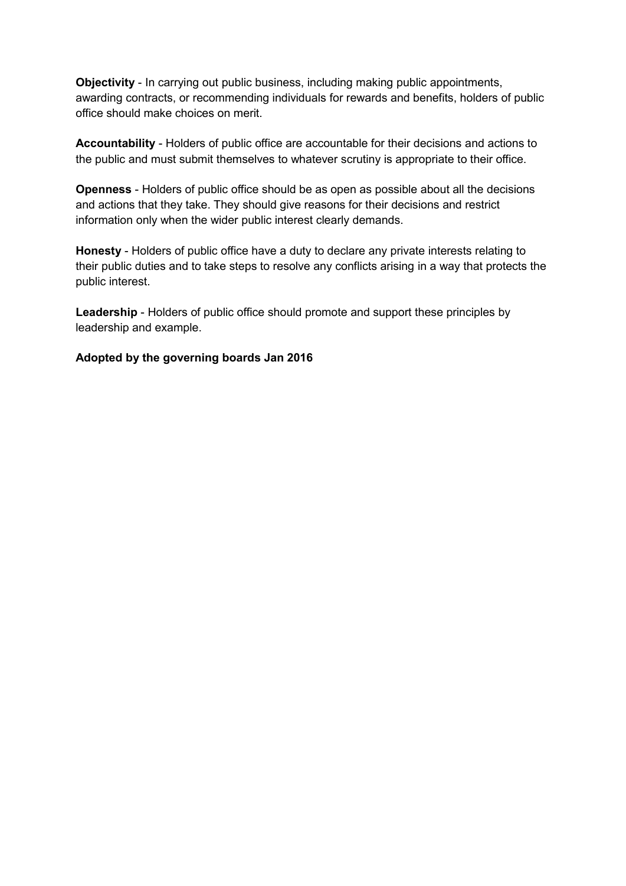**Objectivity** - In carrying out public business, including making public appointments, awarding contracts, or recommending individuals for rewards and benefits, holders of public office should make choices on merit.

**Accountability** - Holders of public office are accountable for their decisions and actions to the public and must submit themselves to whatever scrutiny is appropriate to their office.

**Openness** - Holders of public office should be as open as possible about all the decisions and actions that they take. They should give reasons for their decisions and restrict information only when the wider public interest clearly demands.

**Honesty** - Holders of public office have a duty to declare any private interests relating to their public duties and to take steps to resolve any conflicts arising in a way that protects the public interest.

**Leadership** - Holders of public office should promote and support these principles by leadership and example.

**Adopted by the governing boards Jan 2016**